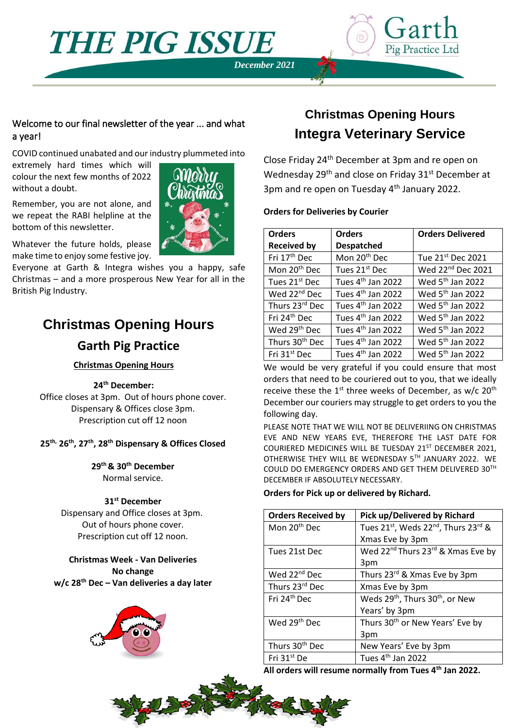# THE PIG ISSUE

*December 2021*

Garth Pig Practice Ltd

Welcome to our final newsletter of the year ... and what a year!

COVID continued unabated and our industry plummeted into extremely hard times which will colour the next few months of 2022 without a doubt.

Remember, you are not alone, and we repeat the RABI helpline at the bottom of this newsletter.

Whatever the future holds, please make time to enjoy some festive joy.

Everyone at Garth & Integra wishes you a happy, safe Christmas – and a more prosperous New Year for all in the British Pig Industry.

## Christmas Opening Hours

### Garth Pig Practice

**Christmas Opening Hours**

**24th December:**
Office closes at 3pm. Out of hours phone cover.
Dispensary & Offices close 3pm.
Prescription cut off 12 noon

**25th, 26th, 27th, 28th Dispensary & Offices Closed**

**29th & 30th December**
Normal service.

**31st December**
Dispensary and Office closes at 3pm.
Out of hours phone cover.
Prescription cut off 12 noon.

**Christmas Week - Van Deliveries**
**No change**
**w/c 28th Dec – Van deliveries a day later**

## Christmas Opening Hours

## Integra Veterinary Service

Close Friday 24th December at 3pm and re open on Wednesday 29th and close on Friday 31st December at 3pm and re open on Tuesday 4th January 2022.

**Orders for Deliveries by Courier**

| Orders Received by | Orders Despatched | Orders Delivered |
|---|---|---|
| Fri 17th Dec | Mon 20th Dec | Tue 21st Dec 2021 |
| Mon 20th Dec | Tues 21st Dec | Wed 22nd Dec 2021 |
| Tues 21st Dec | Tues 4th Jan 2022 | Wed 5th Jan 2022 |
| Wed 22nd Dec | Tues 4th Jan 2022 | Wed 5th Jan 2022 |
| Thurs 23rd Dec | Tues 4th Jan 2022 | Wed 5th Jan 2022 |
| Fri 24th Dec | Tues 4th Jan 2022 | Wed 5th Jan 2022 |
| Wed 29th Dec | Tues 4th Jan 2022 | Wed 5th Jan 2022 |
| Thurs 30th Dec | Tues 4th Jan 2022 | Wed 5th Jan 2022 |
| Fri 31st Dec | Tues 4th Jan 2022 | Wed 5th Jan 2022 |

We would be very grateful if you could ensure that most orders that need to be couriered out to you, that we ideally receive these the 1st three weeks of December, as w/c 20th December our couriers may struggle to get orders to you the following day.

PLEASE NOTE THAT WE WILL NOT BE DELIVERIING ON CHRISTMAS EVE AND NEW YEARS EVE, THEREFORE THE LAST DATE FOR COURIERED MEDICINES WILL BE TUESDAY 21ST DECEMBER 2021, OTHERWISE THEY WILL BE WEDNESDAY 5TH JANUARY 2022. WE COULD DO EMERGENCY ORDERS AND GET THEM DELIVERED 30TH DECEMBER IF ABSOLUTELY NECESSARY.

**Orders for Pick up or delivered by Richard.**

| Orders Received by | Pick up/Delivered by Richard |
|---|---|
| Mon 20th Dec | Tues 21st, Weds 22nd, Thurs 23rd & Xmas Eve by 3pm |
| Tues 21st Dec | Wed 22nd Thurs 23rd & Xmas Eve by 3pm |
| Wed 22nd Dec | Thurs 23rd & Xmas Eve by 3pm |
| Thurs 23rd Dec | Xmas Eve by 3pm |
| Fri 24th Dec | Weds 29th, Thurs 30th, or New Years' by 3pm |
| Wed 29th Dec | Thurs 30th or New Years' Eve by 3pm |
| Thurs 30th Dec | New Years' Eve by 3pm |
| Fri 31st De | Tues 4th Jan 2022 |

**All orders will resume normally from Tues 4th Jan 2022.**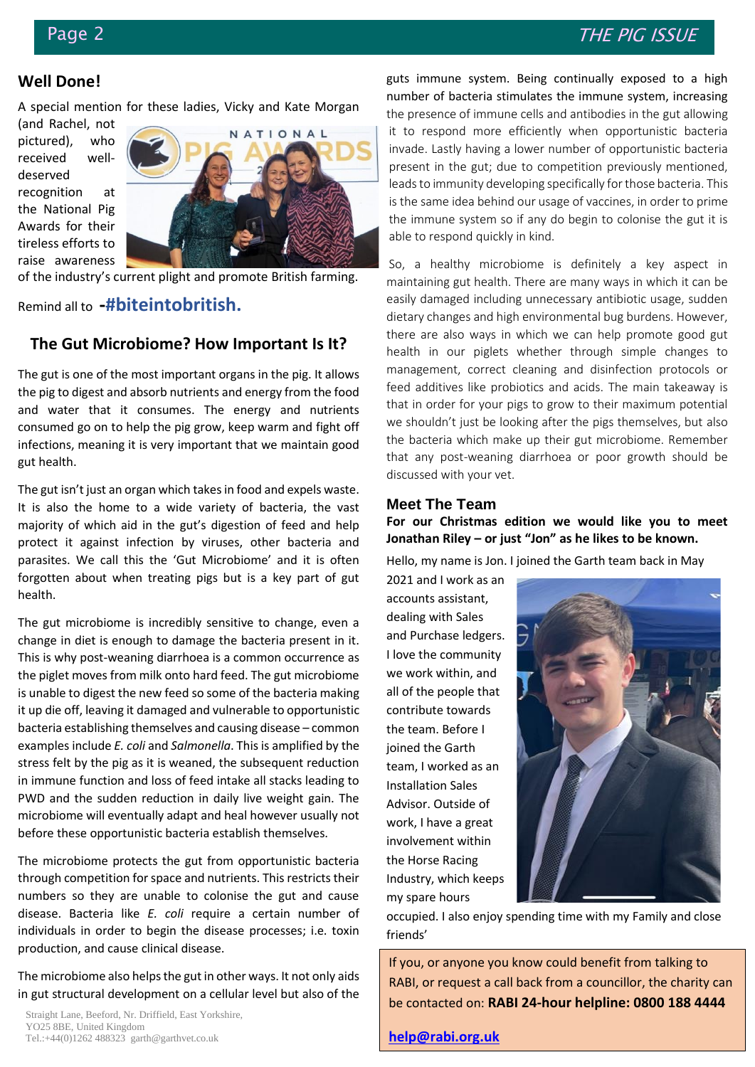## Well Done!

A special mention for these ladies, Vicky and Kate Morgan (and Rachel, not pictured), who received well-deserved recognition at the National Pig Awards for their tireless efforts to raise awareness of the industry's current plight and promote British farming.

Remind all to **-#biteintobritish.**

## The Gut Microbiome? How Important Is It?

The gut is one of the most important organs in the pig. It allows the pig to digest and absorb nutrients and energy from the food and water that it consumes. The energy and nutrients consumed go on to help the pig grow, keep warm and fight off infections, meaning it is very important that we maintain good gut health.

The gut isn't just an organ which takes in food and expels waste. It is also the home to a wide variety of bacteria, the vast majority of which aid in the gut's digestion of feed and help protect it against infection by viruses, other bacteria and parasites. We call this the 'Gut Microbiome' and it is often forgotten about when treating pigs but is a key part of gut health.

The gut microbiome is incredibly sensitive to change, even a change in diet is enough to damage the bacteria present in it. This is why post-weaning diarrhoea is a common occurrence as the piglet moves from milk onto hard feed. The gut microbiome is unable to digest the new feed so some of the bacteria making it up die off, leaving it damaged and vulnerable to opportunistic bacteria establishing themselves and causing disease – common examples include *E. coli* and *Salmonella*. This is amplified by the stress felt by the pig as it is weaned, the subsequent reduction in immune function and loss of feed intake all stacks leading to PWD and the sudden reduction in daily live weight gain. The microbiome will eventually adapt and heal however usually not before these opportunistic bacteria establish themselves.

The microbiome protects the gut from opportunistic bacteria through competition for space and nutrients. This restricts their numbers so they are unable to colonise the gut and cause disease. Bacteria like *E. coli* require a certain number of individuals in order to begin the disease processes; i.e. toxin production, and cause clinical disease.

The microbiome also helps the gut in other ways. It not only aids in gut structural development on a cellular level but also of the guts immune system. Being continually exposed to a high number of bacteria stimulates the immune system, increasing the presence of immune cells and antibodies in the gut allowing it to respond more efficiently when opportunistic bacteria invade. Lastly having a lower number of opportunistic bacteria present in the gut; due to competition previously mentioned, leads to immunity developing specifically for those bacteria. This is the same idea behind our usage of vaccines, in order to prime the immune system so if any do begin to colonise the gut it is able to respond quickly in kind.

So, a healthy microbiome is definitely a key aspect in maintaining gut health. There are many ways in which it can be easily damaged including unnecessary antibiotic usage, sudden dietary changes and high environmental bug burdens. However, there are also ways in which we can help promote good gut health in our piglets whether through simple changes to management, correct cleaning and disinfection protocols or feed additives like probiotics and acids. The main takeaway is that in order for your pigs to grow to their maximum potential we shouldn't just be looking after the pigs themselves, but also the bacteria which make up their gut microbiome. Remember that any post-weaning diarrhoea or poor growth should be discussed with your vet.

## Meet The Team

**For our Christmas edition we would like you to meet Jonathan Riley – or just "Jon" as he likes to be known.**

Hello, my name is Jon. I joined the Garth team back in May 2021 and I work as an accounts assistant, dealing with Sales and Purchase ledgers. I love the community we work within, and all of the people that contribute towards the team. Before I joined the Garth team, I worked as an Installation Sales Advisor. Outside of work, I have a great involvement within the Horse Racing Industry, which keeps my spare hours occupied. I also enjoy spending time with my Family and close friends'

If you, or anyone you know could benefit from talking to RABI, or request a call back from a councillor, the charity can be contacted on: **RABI 24-hour helpline: 0800 188 4444**

**help@rabi.org.uk**

Straight Lane, Beeford, Nr. Driffield, East Yorkshire, YO25 8BE, United Kingdom
Tel.:+44(0)1262 488323 garth@garthvet.co.uk